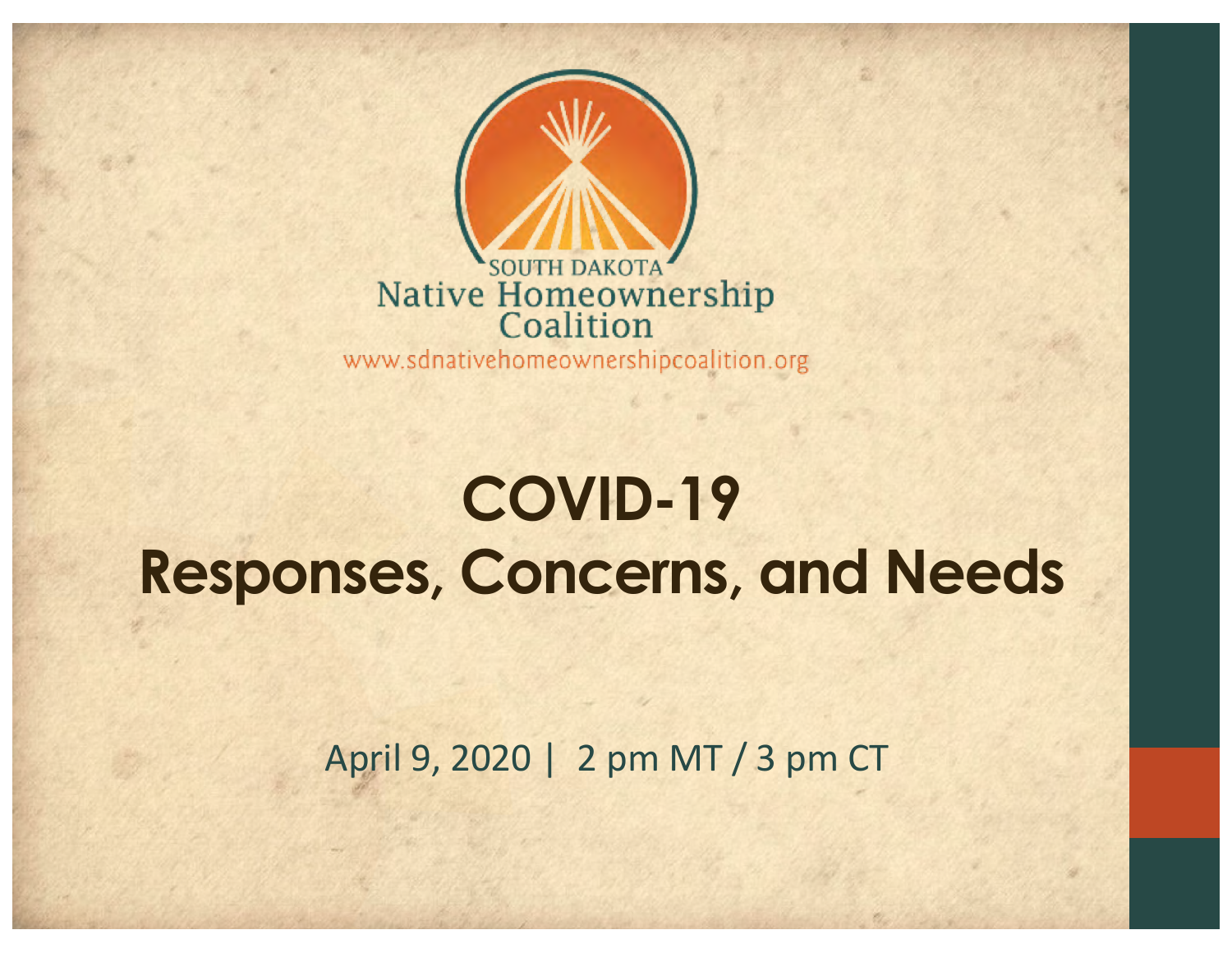SOUTH DAKOTA
Native Homeownership
Coalition

www.sdnativehomeownershipcoalition.org

# COVID-19
# Responses, Concerns, and Needs

April 9, 2020 | 2 pm MT / 3 pm CT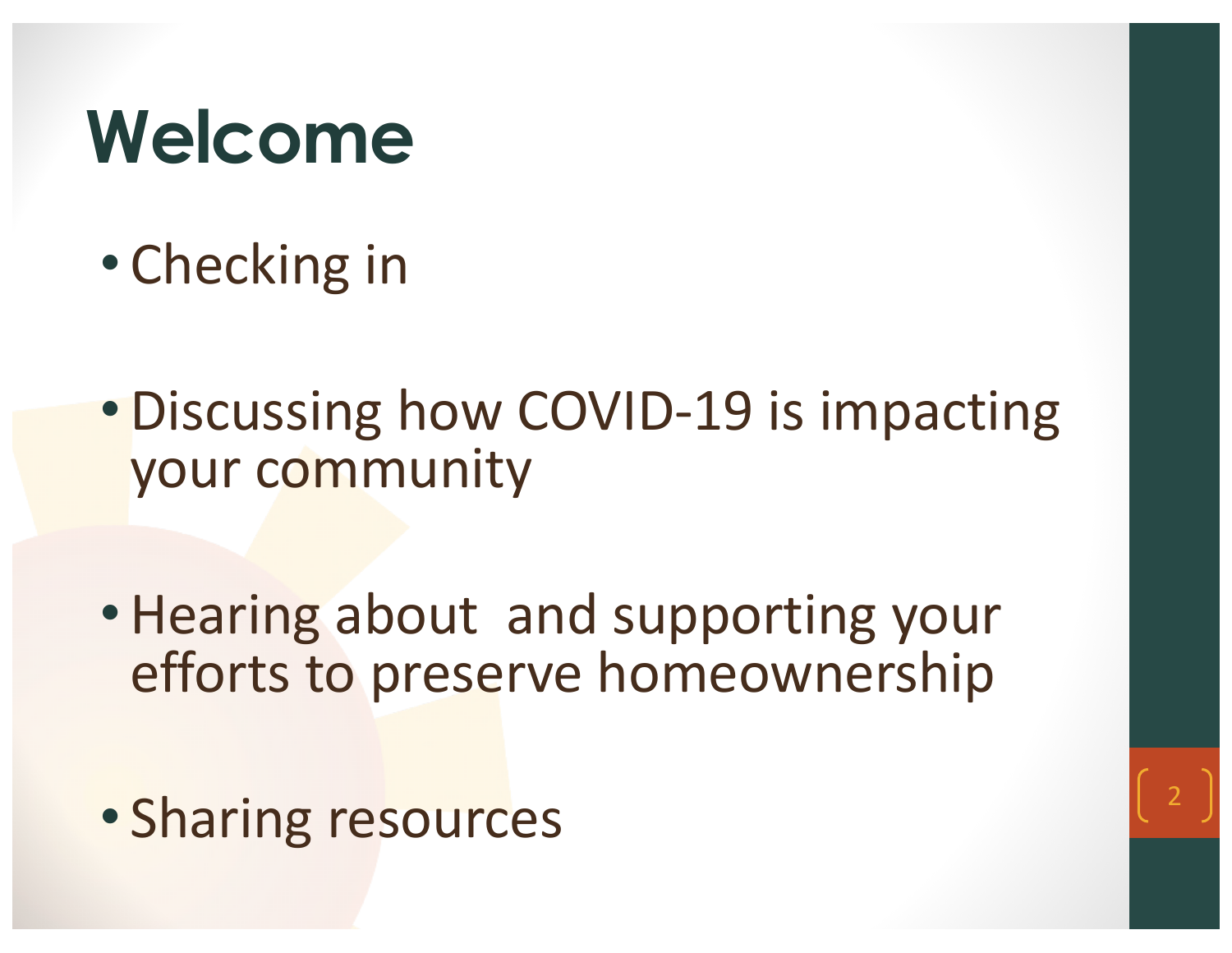# Welcome

- Checking in
- Discussing how COVID-19 is impacting your community
- Hearing about and supporting your efforts to preserve homeownership
- Sharing resources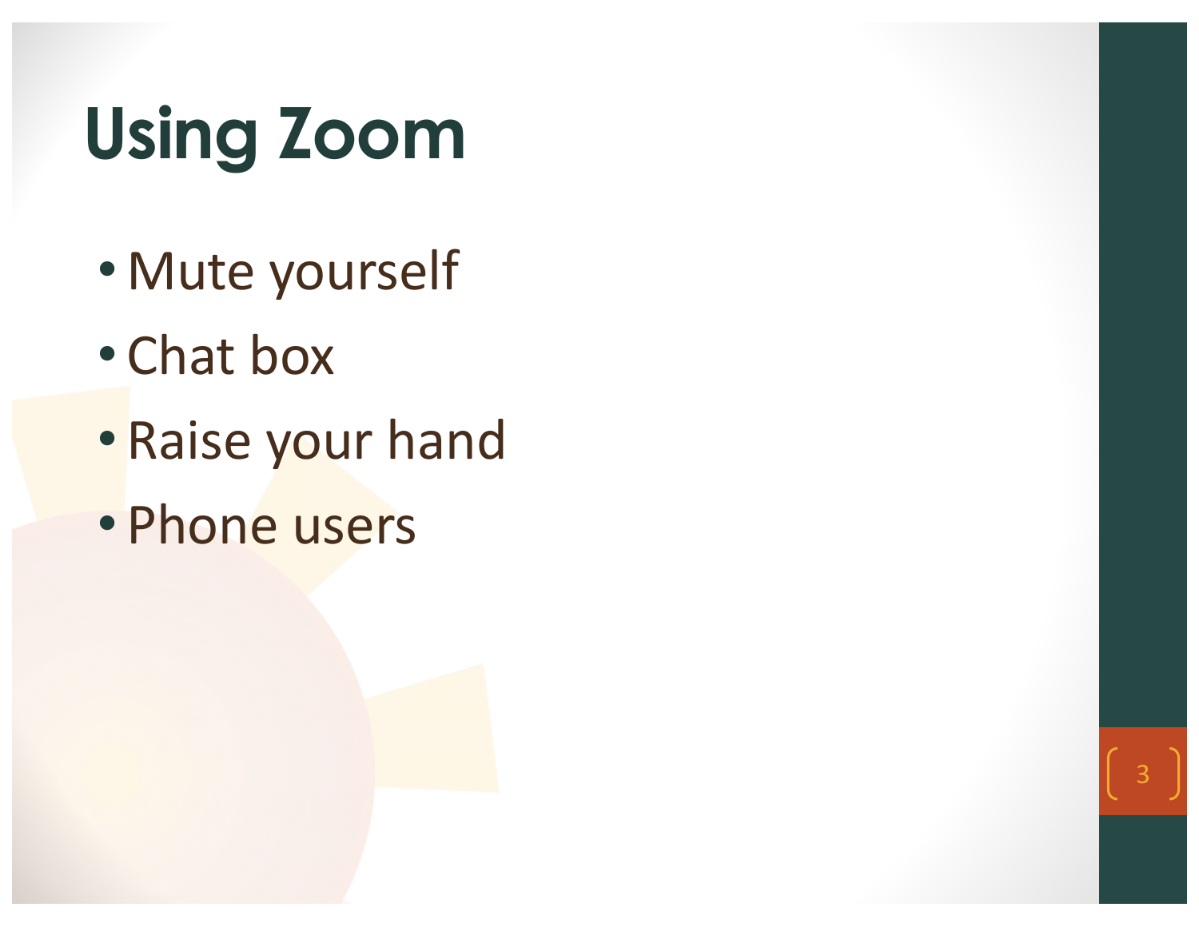# Using Zoom

- Mute yourself
- Chat box
- Raise your hand
- Phone users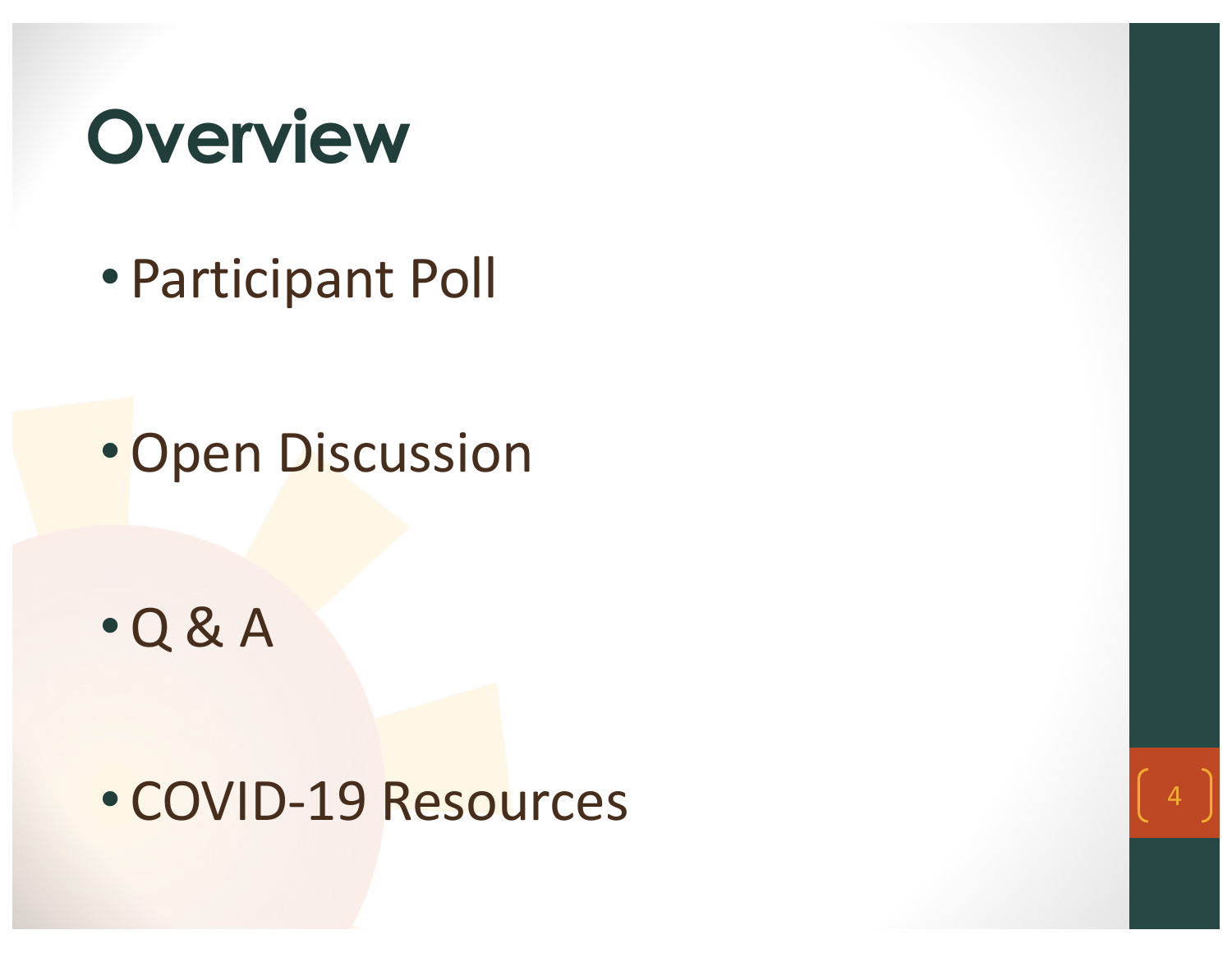# Overview

- Participant Poll
- Open Discussion
- Q & A
- COVID-19 Resources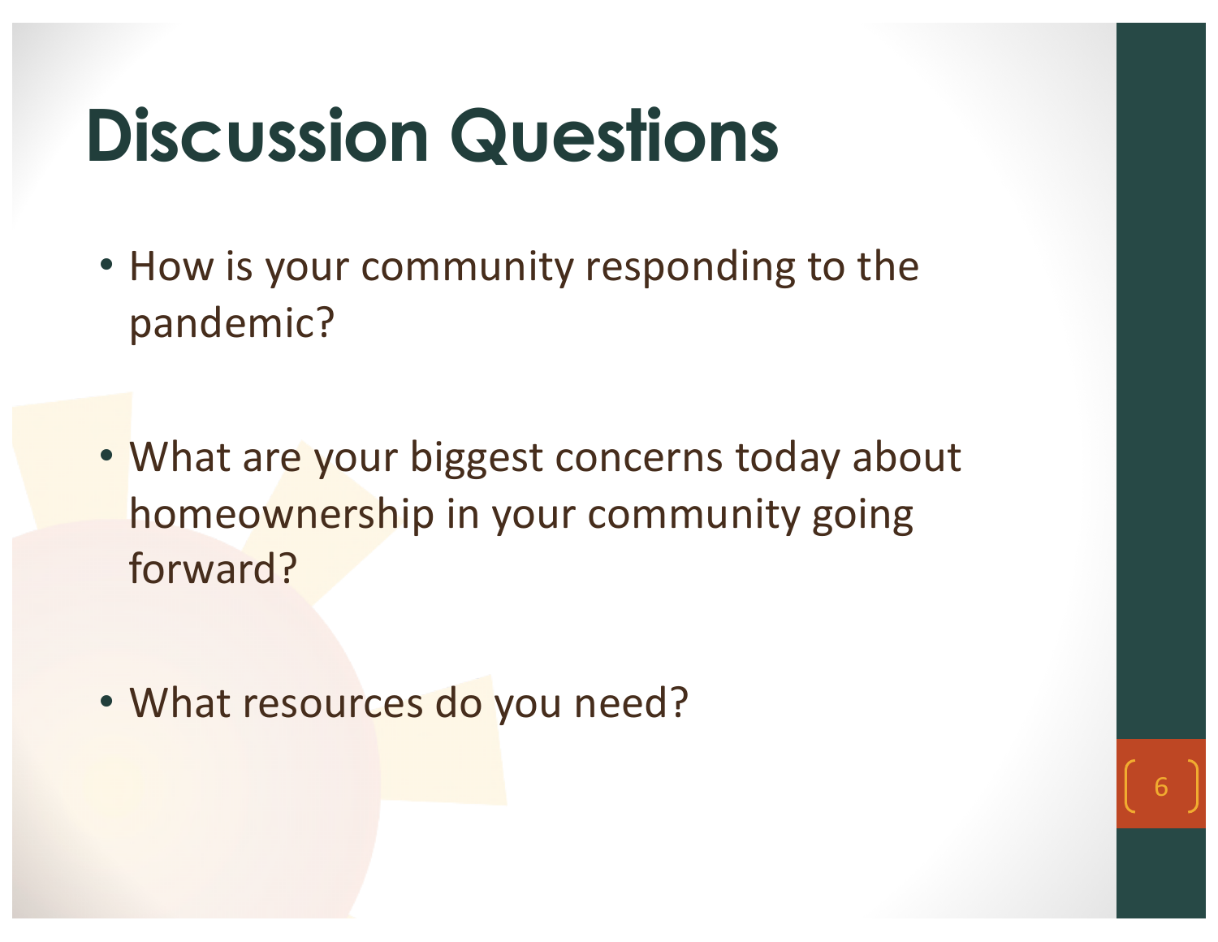# Discussion Questions

- How is your community responding to the pandemic?
- What are your biggest concerns today about homeownership in your community going forward?
- What resources do you need?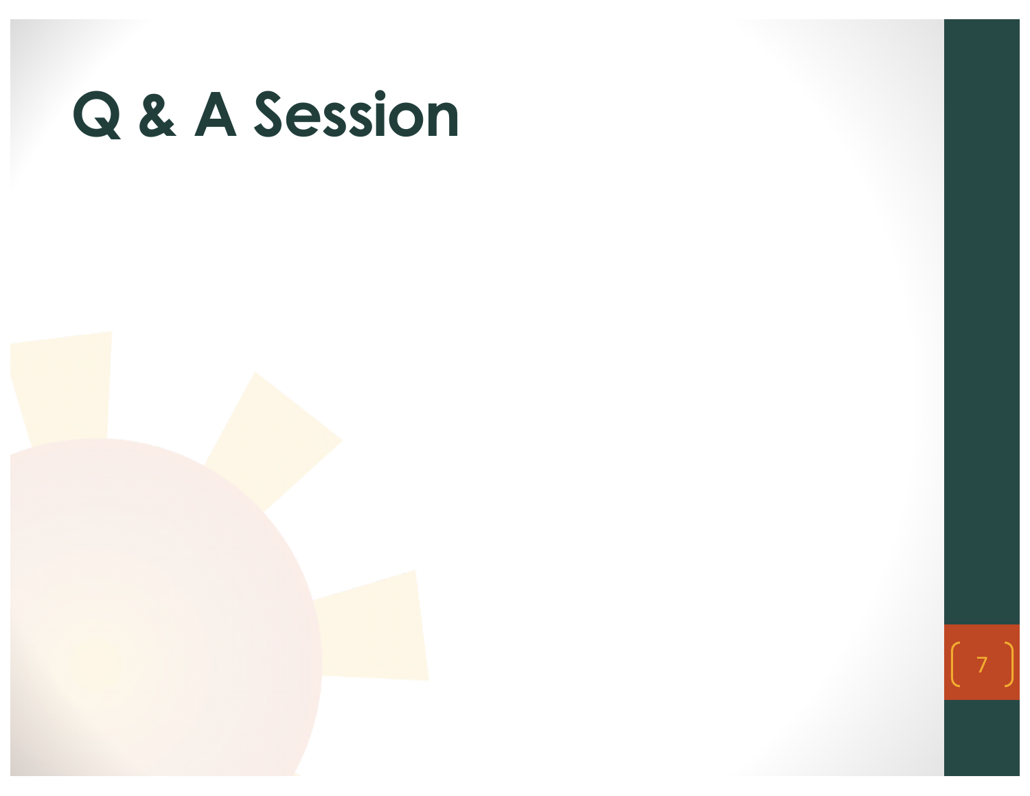# Q & A Session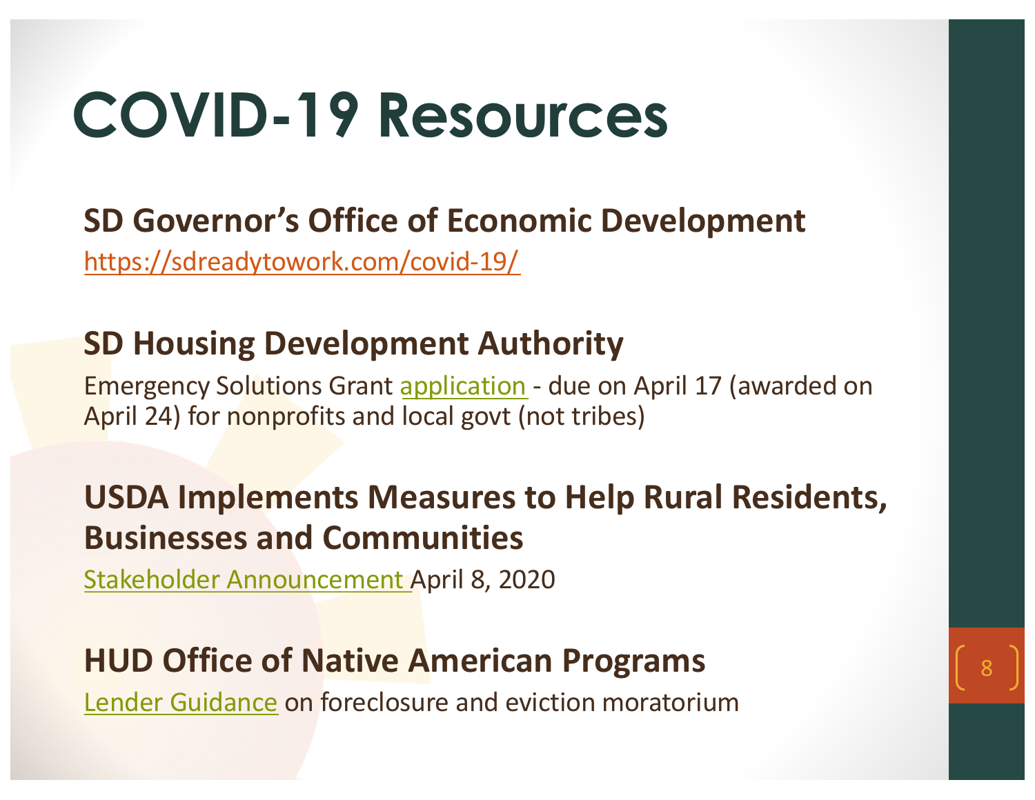# COVID-19 Resources

## SD Governor's Office of Economic Development

https://sdreadytowork.com/covid-19/

## SD Housing Development Authority

Emergency Solutions Grant application - due on April 17 (awarded on April 24) for nonprofits and local govt (not tribes)

## USDA Implements Measures to Help Rural Residents, Businesses and Communities

Stakeholder Announcement April 8, 2020

## HUD Office of Native American Programs

Lender Guidance on foreclosure and eviction moratorium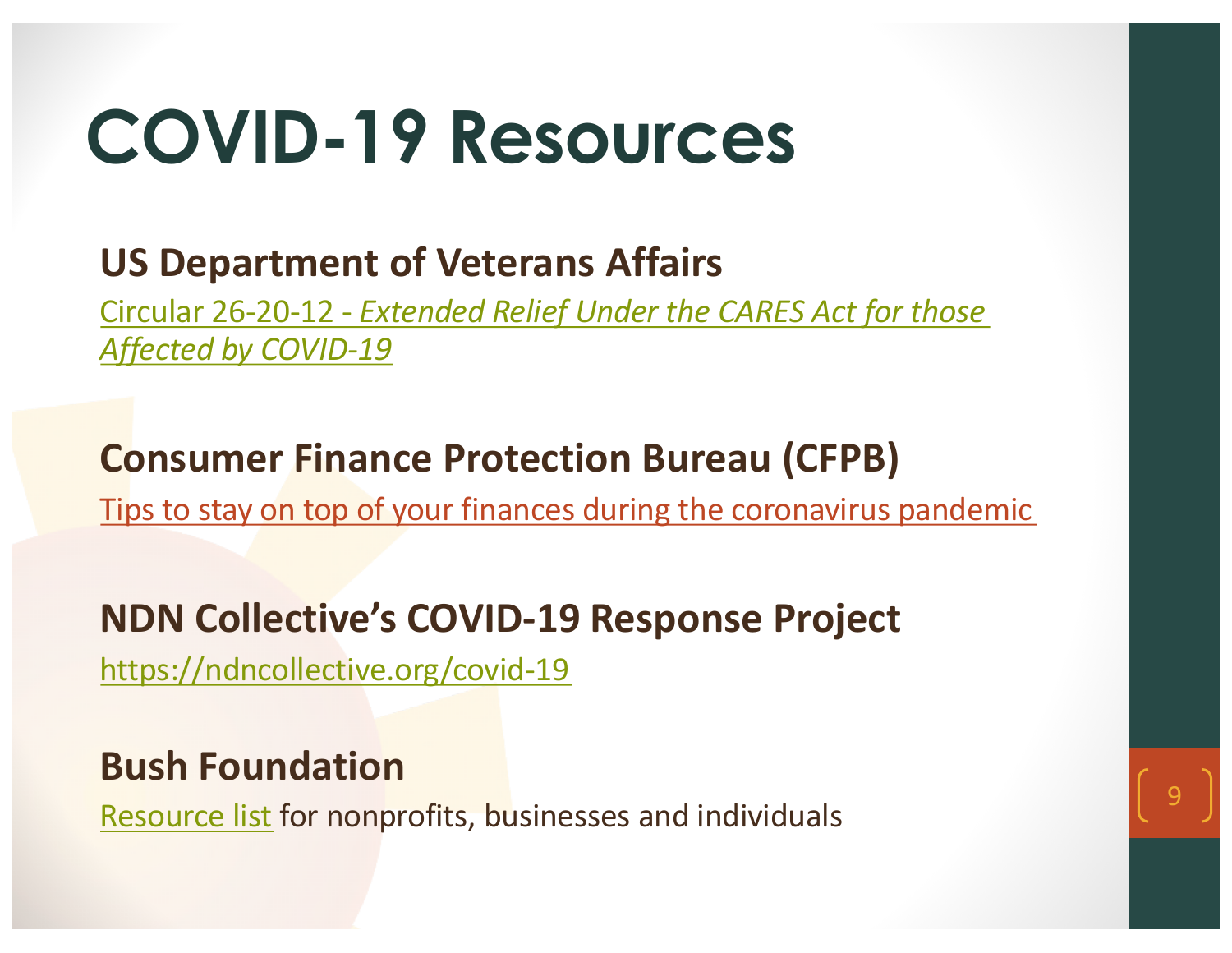# COVID-19 Resources

## US Department of Veterans Affairs

Circular 26-20-12 - *Extended Relief Under the CARES Act for those Affected by COVID-19*

## Consumer Finance Protection Bureau (CFPB)

Tips to stay on top of your finances during the coronavirus pandemic

## NDN Collective's COVID-19 Response Project

https://ndncollective.org/covid-19

## Bush Foundation

Resource list for nonprofits, businesses and individuals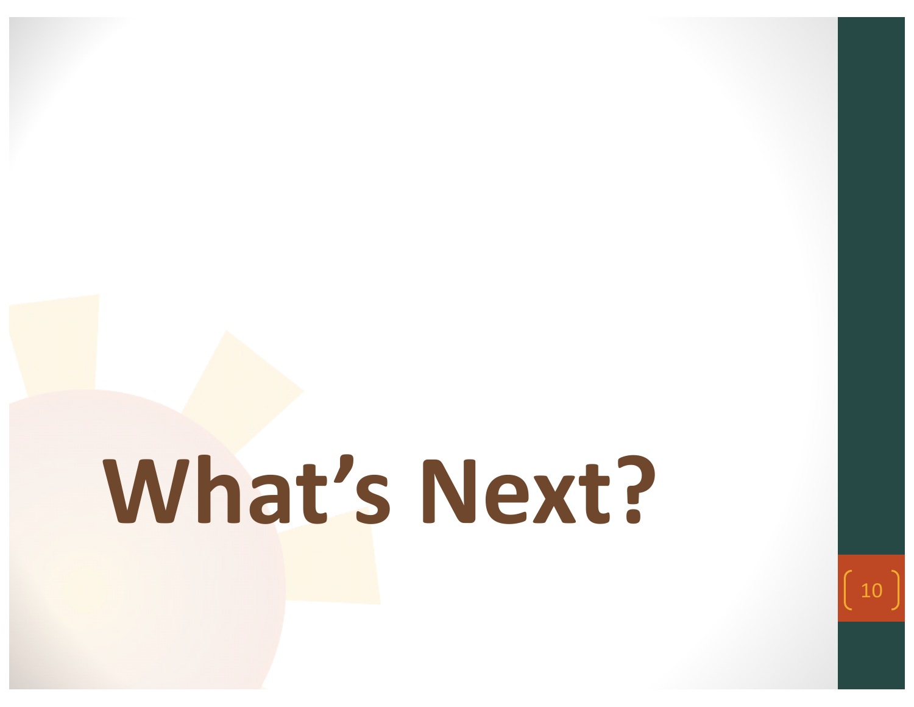# What’s Next?